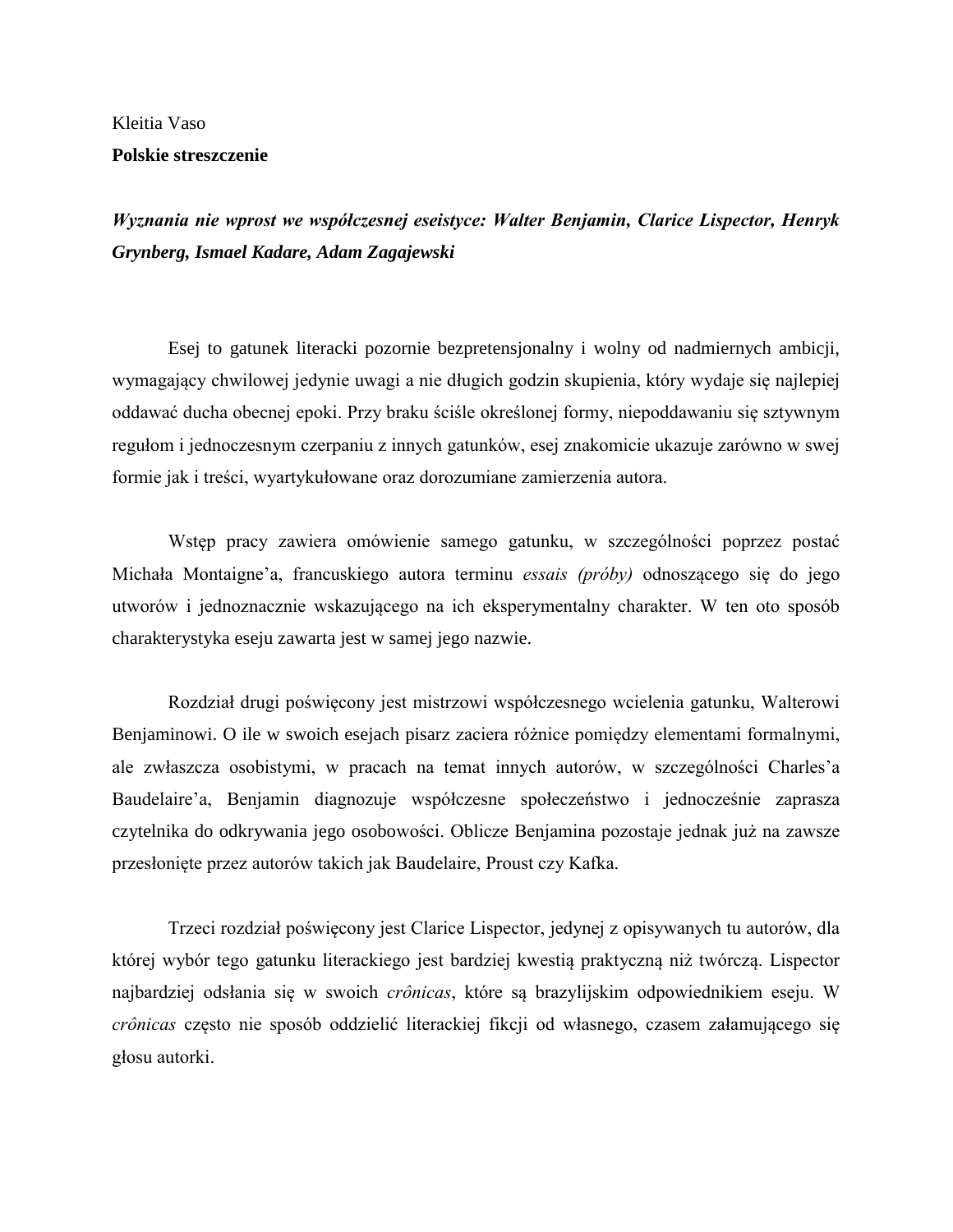Kleitia Vaso

**Polskie streszczenie**

***Wyznania nie wprost we współczesnej eseistyce: Walter Benjamin, Clarice Lispector, Henryk Grynberg, Ismael Kadare, Adam Zagajewski***

Esej to gatunek literacki pozornie bezpretensjonalny i wolny od nadmiernych ambicji, wymagający chwilowej jedynie uwagi a nie długich godzin skupienia, który wydaje się najlepiej oddawać ducha obecnej epoki. Przy braku ściśle określonej formy, niepoddawaniu się sztywnym regułom i jednoczesnym czerpaniu z innych gatunków, esej znakomicie ukazuje zarówno w swej formie jak i treści, wyartykułowane oraz dorozumiane zamierzenia autora.

Wstęp pracy zawiera omówienie samego gatunku, w szczególności poprzez postać Michała Montaigne'a, francuskiego autora terminu *essais (próby)* odnoszącego się do jego utworów i jednoznacznie wskazującego na ich eksperymentalny charakter. W ten oto sposób charakterystyka eseju zawarta jest w samej jego nazwie.

Rozdział drugi poświęcony jest mistrzowi współczesnego wcielenia gatunku, Walterowi Benjaminowi. O ile w swoich esejach pisarz zaciera różnice pomiędzy elementami formalnymi, ale zwłaszcza osobistymi, w pracach na temat innych autorów, w szczególności Charles'a Baudelaire'a, Benjamin diagnozuje współczesne społeczeństwo i jednocześnie zaprasza czytelnika do odkrywania jego osobowości. Oblicze Benjamina pozostaje jednak już na zawsze przesłonięte przez autorów takich jak Baudelaire, Proust czy Kafka.

Trzeci rozdział poświęcony jest Clarice Lispector, jedynej z opisywanych tu autorów, dla której wybór tego gatunku literackiego jest bardziej kwestią praktyczną niż twórczą. Lispector najbardziej odsłania się w swoich *crônicas*, które są brazylijskim odpowiednikiem eseju. W *crônicas* często nie sposób oddzielić literackiej fikcji od własnego, czasem załamującego się głosu autorki.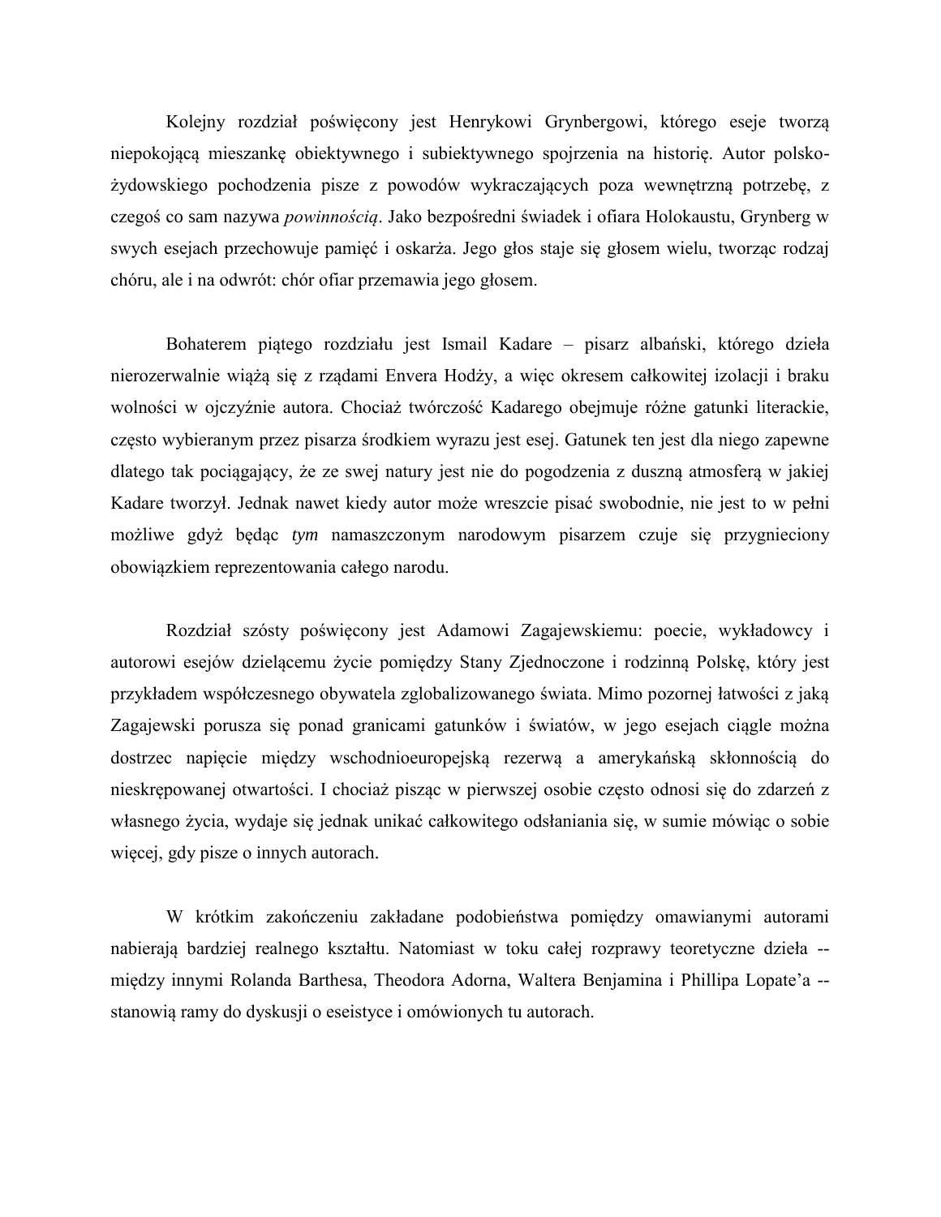Kolejny rozdział poświęcony jest Henrykowi Grynbergowi, którego eseje tworzą niepokojącą mieszankę obiektywnego i subiektywnego spojrzenia na historię. Autor polsko-żydowskiego pochodzenia pisze z powodów wykraczających poza wewnętrzną potrzebę, z czegoś co sam nazywa *powinnością*. Jako bezpośredni świadek i ofiara Holokaustu, Grynberg w swych esejach przechowuje pamięć i oskarża. Jego głos staje się głosem wielu, tworząc rodzaj chóru, ale i na odwrót: chór ofiar przemawia jego głosem.

Bohaterem piątego rozdziału jest Ismail Kadare – pisarz albański, którego dzieła nierozerwalnie wiążą się z rządami Envera Hodży, a więc okresem całkowitej izolacji i braku wolności w ojczyźnie autora. Chociaż twórczość Kadarego obejmuje różne gatunki literackie, często wybieranym przez pisarza środkiem wyrazu jest esej. Gatunek ten jest dla niego zapewne dlatego tak pociągający, że ze swej natury jest nie do pogodzenia z duszną atmosferą w jakiej Kadare tworzył. Jednak nawet kiedy autor może wreszcie pisać swobodnie, nie jest to w pełni możliwe gdyż będąc *tym* namaszczonym narodowym pisarzem czuje się przygnieciony obowiązkiem reprezentowania całego narodu.

Rozdział szósty poświęcony jest Adamowi Zagajewskiemu: poecie, wykładowcy i autorowi esejów dzielącemu życie pomiędzy Stany Zjednoczone i rodzinną Polskę, który jest przykładem współczesnego obywatela zglobalizowanego świata. Mimo pozornej łatwości z jaką Zagajewski porusza się ponad granicami gatunków i światów, w jego esejach ciągle można dostrzec napięcie między wschodnioeuropejską rezerwą a amerykańską skłonnością do nieskrępowanej otwartości. I chociaż pisząc w pierwszej osobie często odnosi się do zdarzeń z własnego życia, wydaje się jednak unikać całkowitego odsłaniania się, w sumie mówiąc o sobie więcej, gdy pisze o innych autorach.

W krótkim zakończeniu zakładane podobieństwa pomiędzy omawianymi autorami nabierają bardziej realnego kształtu. Natomiast w toku całej rozprawy teoretyczne dzieła -- między innymi Rolanda Barthesa, Theodora Adorna, Waltera Benjamina i Phillipa Lopate'a -- stanowią ramy do dyskusji o eseistyce i omówionych tu autorach.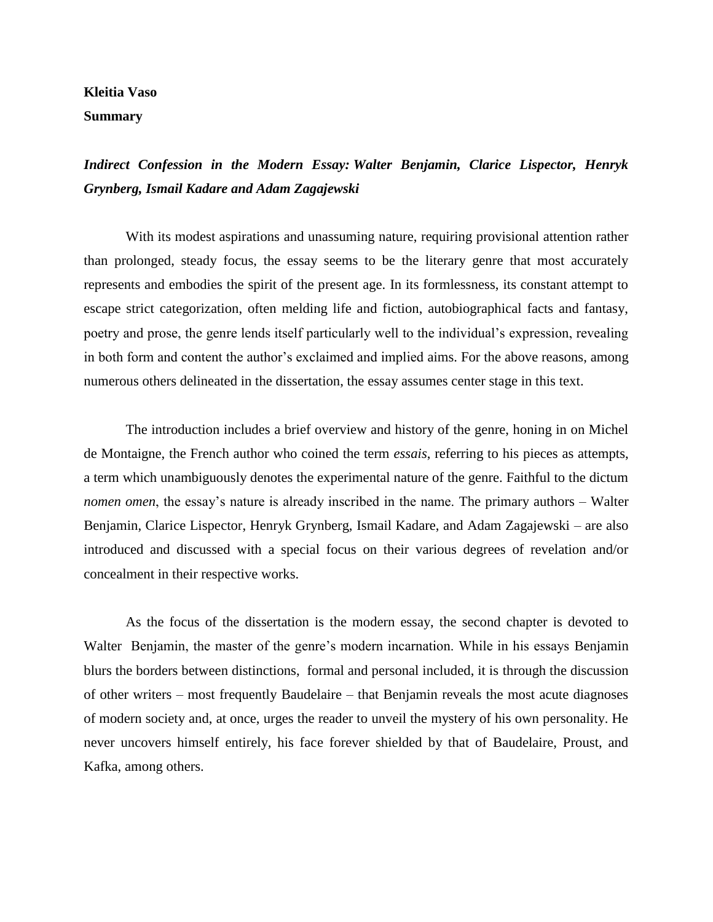**Kleitia Vaso**

**Summary**

***Indirect Confession in the Modern Essay: Walter Benjamin, Clarice Lispector, Henryk Grynberg, Ismail Kadare and Adam Zagajewski***

With its modest aspirations and unassuming nature, requiring provisional attention rather than prolonged, steady focus, the essay seems to be the literary genre that most accurately represents and embodies the spirit of the present age. In its formlessness, its constant attempt to escape strict categorization, often melding life and fiction, autobiographical facts and fantasy, poetry and prose, the genre lends itself particularly well to the individual's expression, revealing in both form and content the author's exclaimed and implied aims. For the above reasons, among numerous others delineated in the dissertation, the essay assumes center stage in this text.

The introduction includes a brief overview and history of the genre, honing in on Michel de Montaigne, the French author who coined the term *essais*, referring to his pieces as attempts, a term which unambiguously denotes the experimental nature of the genre. Faithful to the dictum *nomen omen*, the essay's nature is already inscribed in the name. The primary authors – Walter Benjamin, Clarice Lispector, Henryk Grynberg, Ismail Kadare, and Adam Zagajewski – are also introduced and discussed with a special focus on their various degrees of revelation and/or concealment in their respective works.

As the focus of the dissertation is the modern essay, the second chapter is devoted to Walter Benjamin, the master of the genre's modern incarnation. While in his essays Benjamin blurs the borders between distinctions, formal and personal included, it is through the discussion of other writers – most frequently Baudelaire – that Benjamin reveals the most acute diagnoses of modern society and, at once, urges the reader to unveil the mystery of his own personality. He never uncovers himself entirely, his face forever shielded by that of Baudelaire, Proust, and Kafka, among others.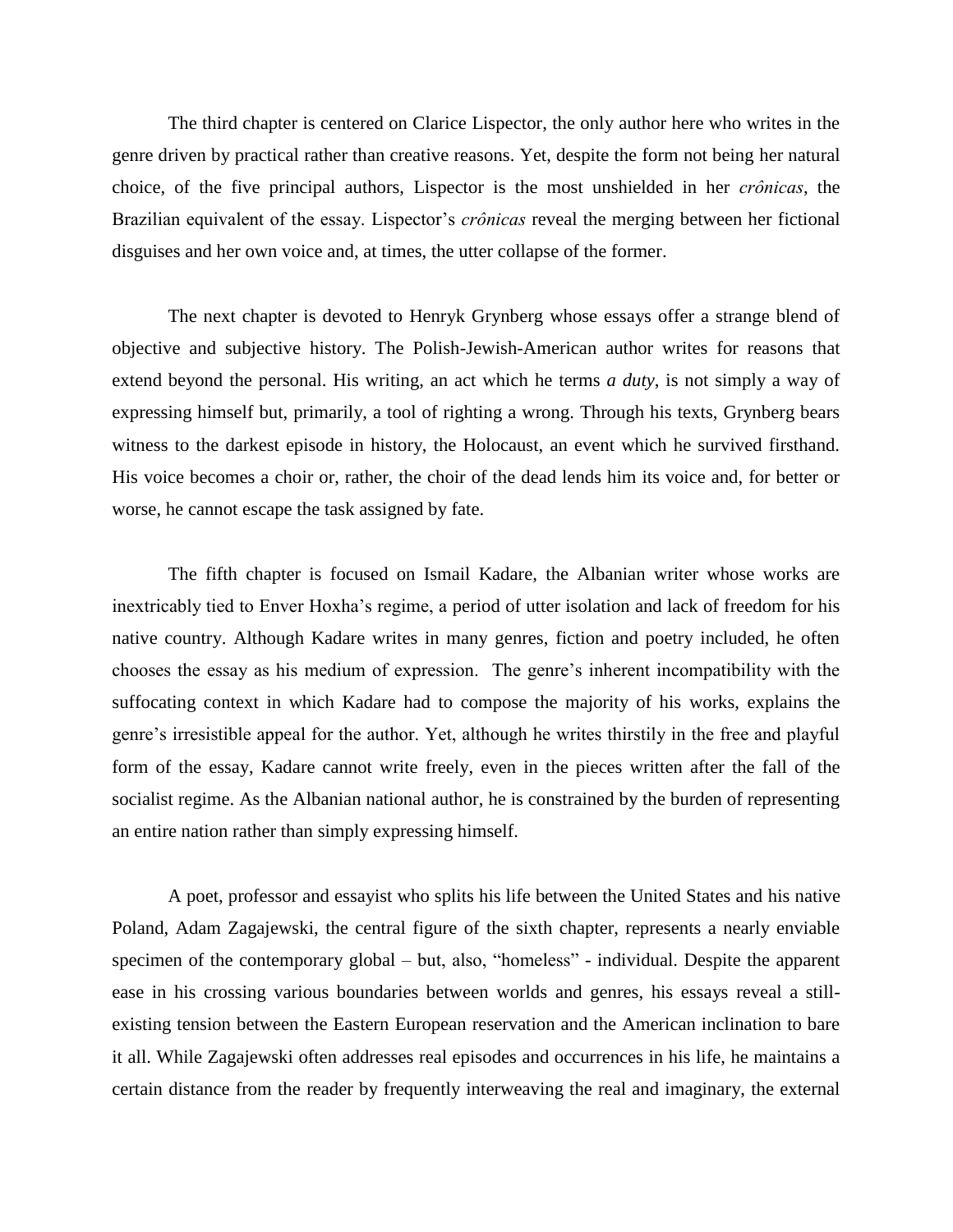The third chapter is centered on Clarice Lispector, the only author here who writes in the genre driven by practical rather than creative reasons. Yet, despite the form not being her natural choice, of the five principal authors, Lispector is the most unshielded in her *crônicas*, the Brazilian equivalent of the essay. Lispector's *crônicas* reveal the merging between her fictional disguises and her own voice and, at times, the utter collapse of the former.

The next chapter is devoted to Henryk Grynberg whose essays offer a strange blend of objective and subjective history. The Polish-Jewish-American author writes for reasons that extend beyond the personal. His writing, an act which he terms ***a duty***, is not simply a way of expressing himself but, primarily, a tool of righting a wrong. Through his texts, Grynberg bears witness to the darkest episode in history, the Holocaust, an event which he survived firsthand. His voice becomes a choir or, rather, the choir of the dead lends him its voice and, for better or worse, he cannot escape the task assigned by fate.

The fifth chapter is focused on Ismail Kadare, the Albanian writer whose works are inextricably tied to Enver Hoxha's regime, a period of utter isolation and lack of freedom for his native country. Although Kadare writes in many genres, fiction and poetry included, he often chooses the essay as his medium of expression. The genre's inherent incompatibility with the suffocating context in which Kadare had to compose the majority of his works, explains the genre's irresistible appeal for the author. Yet, although he writes thirstily in the free and playful form of the essay, Kadare cannot write freely, even in the pieces written after the fall of the socialist regime. As the Albanian national author, he is constrained by the burden of representing an entire nation rather than simply expressing himself.

A poet, professor and essayist who splits his life between the United States and his native Poland, Adam Zagajewski, the central figure of the sixth chapter, represents a nearly enviable specimen of the contemporary global – but, also, "homeless" - individual. Despite the apparent ease in his crossing various boundaries between worlds and genres, his essays reveal a still-existing tension between the Eastern European reservation and the American inclination to bare it all. While Zagajewski often addresses real episodes and occurrences in his life, he maintains a certain distance from the reader by frequently interweaving the real and imaginary, the external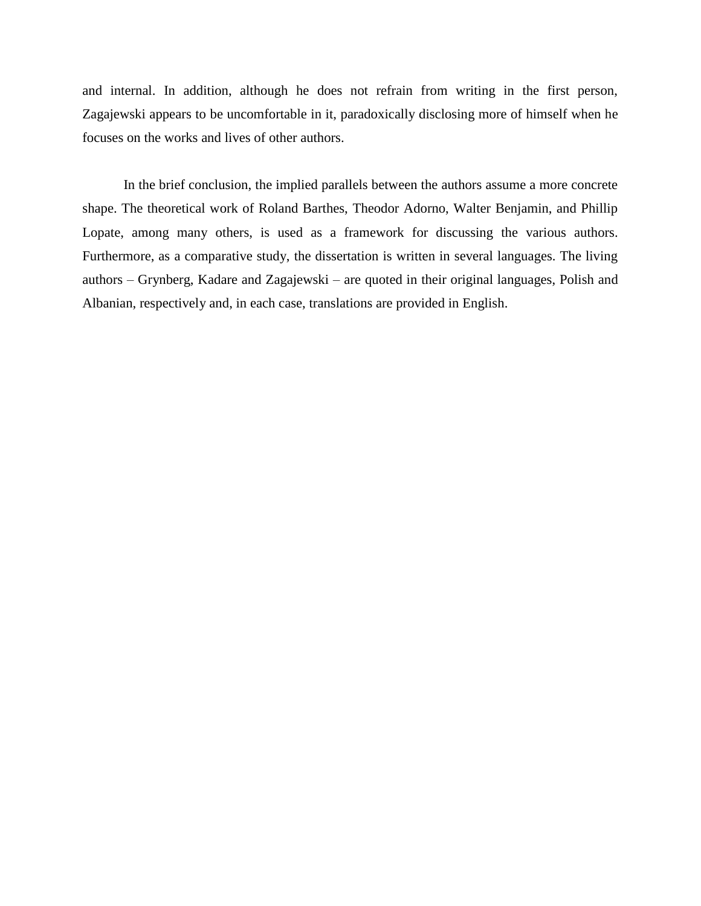and internal. In addition, although he does not refrain from writing in the first person, Zagajewski appears to be uncomfortable in it, paradoxically disclosing more of himself when he focuses on the works and lives of other authors.

In the brief conclusion, the implied parallels between the authors assume a more concrete shape. The theoretical work of Roland Barthes, Theodor Adorno, Walter Benjamin, and Phillip Lopate, among many others, is used as a framework for discussing the various authors. Furthermore, as a comparative study, the dissertation is written in several languages. The living authors – Grynberg, Kadare and Zagajewski – are quoted in their original languages, Polish and Albanian, respectively and, in each case, translations are provided in English.